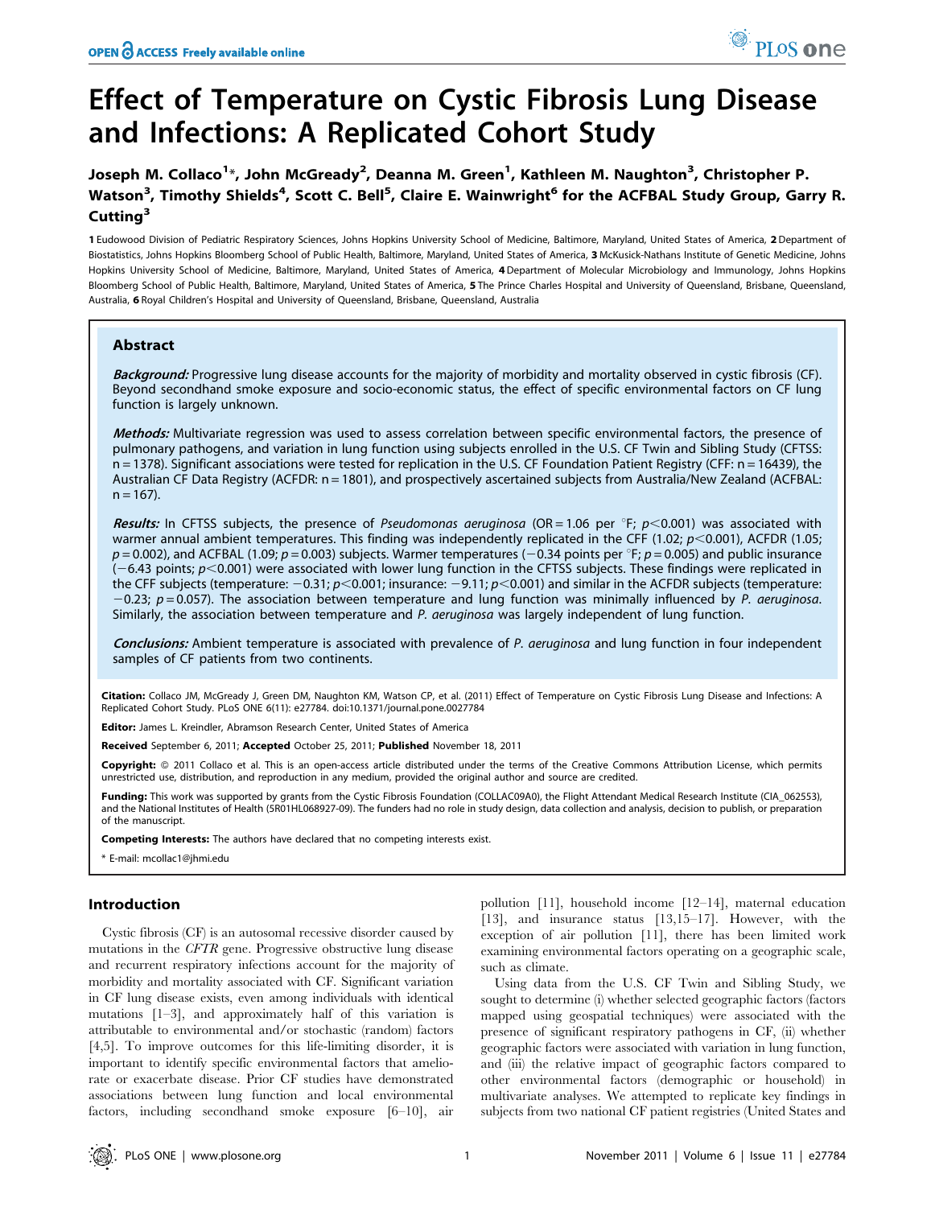# Effect of Temperature on Cystic Fibrosis Lung Disease and Infections: A Replicated Cohort Study

**Joseph M. Collaco[1]\*, John McGready[2], Deanna M. Green[1], Kathleen M. Naughton[3], Christopher P. Watson[3], Timothy Shields[4], Scott C. Bell[5], Claire E. Wainwright[6] for the ACFBAL Study Group, Garry R. Cutting[3]**

1 Eudowood Division of Pediatric Respiratory Sciences, Johns Hopkins University School of Medicine, Baltimore, Maryland, United States of America, 2 Department of Biostatistics, Johns Hopkins Bloomberg School of Public Health, Baltimore, Maryland, United States of America, 3 McKusick-Nathans Institute of Genetic Medicine, Johns Hopkins University School of Medicine, Baltimore, Maryland, United States of America, 4 Department of Molecular Microbiology and Immunology, Johns Hopkins Bloomberg School of Public Health, Baltimore, Maryland, United States of America, 5 The Prince Charles Hospital and University of Queensland, Brisbane, Queensland, Australia, 6 Royal Children's Hospital and University of Queensland, Brisbane, Queensland, Australia

## Abstract

***Background:*** Progressive lung disease accounts for the majority of morbidity and mortality observed in cystic fibrosis (CF). Beyond secondhand smoke exposure and socio-economic status, the effect of specific environmental factors on CF lung function is largely unknown.

***Methods:*** Multivariate regression was used to assess correlation between specific environmental factors, the presence of pulmonary pathogens, and variation in lung function using subjects enrolled in the U.S. CF Twin and Sibling Study (CFTSS: n = 1378). Significant associations were tested for replication in the U.S. CF Foundation Patient Registry (CFF: n = 16439), the Australian CF Data Registry (ACFDR: n = 1801), and prospectively ascertained subjects from Australia/New Zealand (ACFBAL: n = 167).

***Results:*** In CFTSS subjects, the presence of *Pseudomonas aeruginosa* (OR = 1.06 per °F; $p<0.001$) was associated with warmer annual ambient temperatures. This finding was independently replicated in the CFF (1.02; $p<0.001$), ACFDR (1.05; $p = 0.002$), and ACFBAL (1.09; $p = 0.003$) subjects. Warmer temperatures (−0.34 points per °F; $p = 0.005$) and public insurance (−6.43 points; $p<0.001$) were associated with lower lung function in the CFTSS subjects. These findings were replicated in the CFF subjects (temperature: −0.31; $p<0.001$; insurance: −9.11; $p<0.001$) and similar in the ACFDR subjects (temperature: −0.23; $p = 0.057$). The association between temperature and lung function was minimally influenced by *P. aeruginosa*. Similarly, the association between temperature and *P. aeruginosa* was largely independent of lung function.

***Conclusions:*** Ambient temperature is associated with prevalence of *P. aeruginosa* and lung function in four independent samples of CF patients from two continents.

**Citation:** Collaco JM, McGready J, Green DM, Naughton KM, Watson CP, et al. (2011) Effect of Temperature on Cystic Fibrosis Lung Disease and Infections: A Replicated Cohort Study. PLoS ONE 6(11): e27784. doi:10.1371/journal.pone.0027784

**Editor:** James L. Kreindler, Abramson Research Center, United States of America

**Received** September 6, 2011; **Accepted** October 25, 2011; **Published** November 18, 2011

**Copyright:** © 2011 Collaco et al. This is an open-access article distributed under the terms of the Creative Commons Attribution License, which permits unrestricted use, distribution, and reproduction in any medium, provided the original author and source are credited.

**Funding:** This work was supported by grants from the Cystic Fibrosis Foundation (COLLAC09A0), the Flight Attendant Medical Research Institute (CIA_062553), and the National Institutes of Health (5R01HL068927-09). The funders had no role in study design, data collection and analysis, decision to publish, or preparation of the manuscript.

**Competing Interests:** The authors have declared that no competing interests exist.

\* E-mail: mcollac1@jhmi.edu

## Introduction

Cystic fibrosis (CF) is an autosomal recessive disorder caused by mutations in the *CFTR* gene. Progressive obstructive lung disease and recurrent respiratory infections account for the majority of morbidity and mortality associated with CF. Significant variation in CF lung disease exists, even among individuals with identical mutations [1–3], and approximately half of this variation is attributable to environmental and/or stochastic (random) factors [4,5]. To improve outcomes for this life-limiting disorder, it is important to identify specific environmental factors that ameliorate or exacerbate disease. Prior CF studies have demonstrated associations between lung function and local environmental factors, including secondhand smoke exposure [6–10], air pollution [11], household income [12–14], maternal education [13], and insurance status [13,15–17]. However, with the exception of air pollution [11], there has been limited work examining environmental factors operating on a geographic scale, such as climate.

Using data from the U.S. CF Twin and Sibling Study, we sought to determine (i) whether selected geographic factors (factors mapped using geospatial techniques) were associated with the presence of significant respiratory pathogens in CF, (ii) whether geographic factors were associated with variation in lung function, and (iii) the relative impact of geographic factors compared to other environmental factors (demographic or household) in multivariate analyses. We attempted to replicate key findings in subjects from two national CF patient registries (United States and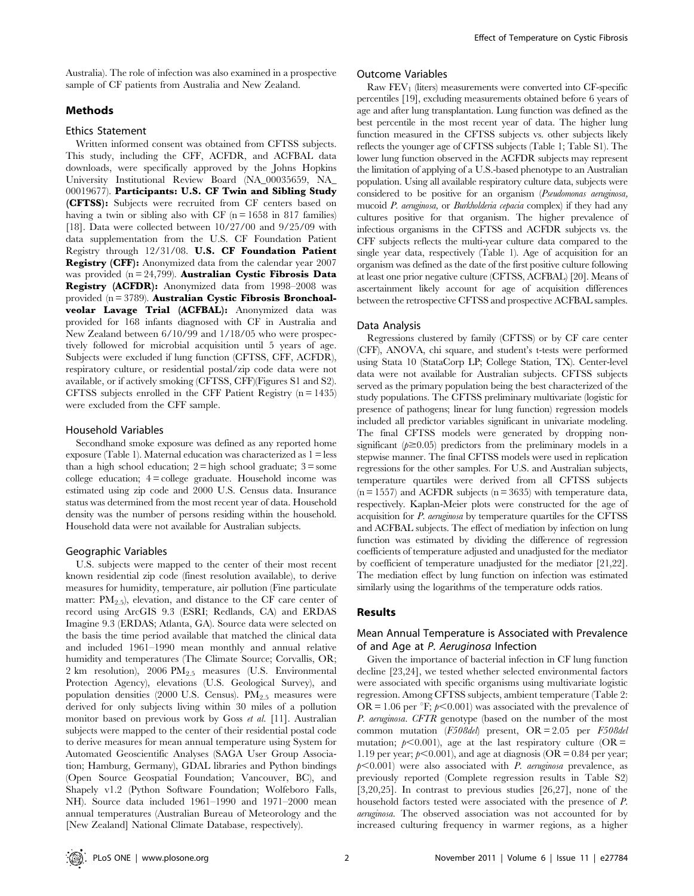Australia). The role of infection was also examined in a prospective sample of CF patients from Australia and New Zealand.

## Methods

### Ethics Statement

Written informed consent was obtained from CFTSS subjects. This study, including the CFF, ACFDR, and ACFBAL data downloads, were specifically approved by the Johns Hopkins University Institutional Review Board (NA_00035659, NA_00019677). **Participants: U.S. CF Twin and Sibling Study (CFTSS):** Subjects were recruited from CF centers based on having a twin or sibling also with CF (n = 1658 in 817 families) [18]. Data were collected between 10/27/00 and 9/25/09 with data supplementation from the U.S. CF Foundation Patient Registry through 12/31/08. **U.S. CF Foundation Patient Registry (CFF):** Anonymized data from the calendar year 2007 was provided (n = 24,799). **Australian Cystic Fibrosis Data Registry (ACFDR):** Anonymized data from 1998–2008 was provided (n = 3789). **Australian Cystic Fibrosis Bronchoalveolar Lavage Trial (ACFBAL):** Anonymized data was provided for 168 infants diagnosed with CF in Australia and New Zealand between 6/10/99 and 1/18/05 who were prospectively followed for microbial acquisition until 5 years of age. Subjects were excluded if lung function (CFTSS, CFF, ACFDR), respiratory culture, or residential postal/zip code data were not available, or if actively smoking (CFTSS, CFF)(Figures S1 and S2). CFTSS subjects enrolled in the CFF Patient Registry (n = 1435) were excluded from the CFF sample.

### Household Variables

Secondhand smoke exposure was defined as any reported home exposure (Table 1). Maternal education was characterized as 1 = less than a high school education; 2 = high school graduate; 3 = some college education; 4 = college graduate. Household income was estimated using zip code and 2000 U.S. Census data. Insurance status was determined from the most recent year of data. Household density was the number of persons residing within the household. Household data were not available for Australian subjects.

### Geographic Variables

U.S. subjects were mapped to the center of their most recent known residential zip code (finest resolution available), to derive measures for humidity, temperature, air pollution (Fine particulate matter: $PM_{2.5}$), elevation, and distance to the CF care center of record using ArcGIS 9.3 (ESRI; Redlands, CA) and ERDAS Imagine 9.3 (ERDAS; Atlanta, GA). Source data were selected on the basis the time period available that matched the clinical data and included 1961–1990 mean monthly and annual relative humidity and temperatures (The Climate Source; Corvallis, OR; 2 km resolution), 2006 $PM_{2.5}$ measures (U.S. Environmental Protection Agency), elevations (U.S. Geological Survey), and population densities (2000 U.S. Census). $PM_{2.5}$ measures were derived for only subjects living within 30 miles of a pollution monitor based on previous work by Goss *et al.* [11]. Australian subjects were mapped to the center of their residential postal code to derive measures for mean annual temperature using System for Automated Geoscientific Analyses (SAGA User Group Association; Hamburg, Germany), GDAL libraries and Python bindings (Open Source Geospatial Foundation; Vancouver, BC), and Shapely v1.2 (Python Software Foundation; Wolfeboro Falls, NH). Source data included 1961–1990 and 1971–2000 mean annual temperatures (Australian Bureau of Meteorology and the [New Zealand] National Climate Database, respectively).

### Outcome Variables

Raw $FEV_1$ (liters) measurements were converted into CF-specific percentiles [19], excluding measurements obtained before 6 years of age and after lung transplantation. Lung function was defined as the best percentile in the most recent year of data. The higher lung function measured in the CFTSS subjects vs. other subjects likely reflects the younger age of CFTSS subjects (Table 1; Table S1). The lower lung function observed in the ACFDR subjects may represent the limitation of applying of a U.S.-based phenotype to an Australian population. Using all available respiratory culture data, subjects were considered to be positive for an organism (*Pseudomonas aeruginosa*, mucoid *P. aeruginosa*, or *Burkholderia cepacia* complex) if they had any cultures positive for that organism. The higher prevalence of infectious organisms in the CFTSS and ACFDR subjects vs. the CFF subjects reflects the multi-year culture data compared to the single year data, respectively (Table 1). Age of acquisition for an organism was defined as the date of the first positive culture following at least one prior negative culture (CFTSS, ACFBAL) [20]. Means of ascertainment likely account for age of acquisition differences between the retrospective CFTSS and prospective ACFBAL samples.

### Data Analysis

Regressions clustered by family (CFTSS) or by CF care center (CFF), ANOVA, chi square, and student's t-tests were performed using Stata 10 (StataCorp LP; College Station, TX). Center-level data were not available for Australian subjects. CFTSS subjects served as the primary population being the best characterized of the study populations. The CFTSS preliminary multivariate (logistic for presence of pathogens; linear for lung function) regression models included all predictor variables significant in univariate modeling. The final CFTSS models were generated by dropping non-significant ($p \geq 0.05$) predictors from the preliminary models in a stepwise manner. The final CFTSS models were used in replication regressions for the other samples. For U.S. and Australian subjects, temperature quartiles were derived from all CFTSS subjects (n = 1557) and ACFDR subjects (n = 3635) with temperature data, respectively. Kaplan-Meier plots were constructed for the age of acquisition for *P. aeruginosa* by temperature quartiles for the CFTSS and ACFBAL subjects. The effect of mediation by infection on lung function was estimated by dividing the difference of regression coefficients of temperature adjusted and unadjusted for the mediator by coefficient of temperature unadjusted for the mediator [21,22]. The mediation effect by lung function on infection was estimated similarly using the logarithms of the temperature odds ratios.

## Results

### Mean Annual Temperature is Associated with Prevalence of and Age at *P. Aeruginosa* Infection

Given the importance of bacterial infection in CF lung function decline [23,24], we tested whether selected environmental factors were associated with specific organisms using multivariate logistic regression. Among CFTSS subjects, ambient temperature (Table 2: OR = 1.06 per °F; $p < 0.001$) was associated with the prevalence of *P. aeruginosa*. *CFTR* genotype (based on the number of the most common mutation (*F508del*) present, OR = 2.05 per *F508del* mutation; $p < 0.001$), age at the last respiratory culture (OR = 1.19 per year; $p < 0.001$), and age at diagnosis (OR = 0.84 per year; $p < 0.001$) were also associated with *P. aeruginosa* prevalence, as previously reported (Complete regression results in Table S2) [3,20,25]. In contrast to previous studies [26,27], none of the household factors tested were associated with the presence of *P. aeruginosa*. The observed association was not accounted for by increased culturing frequency in warmer regions, as a higher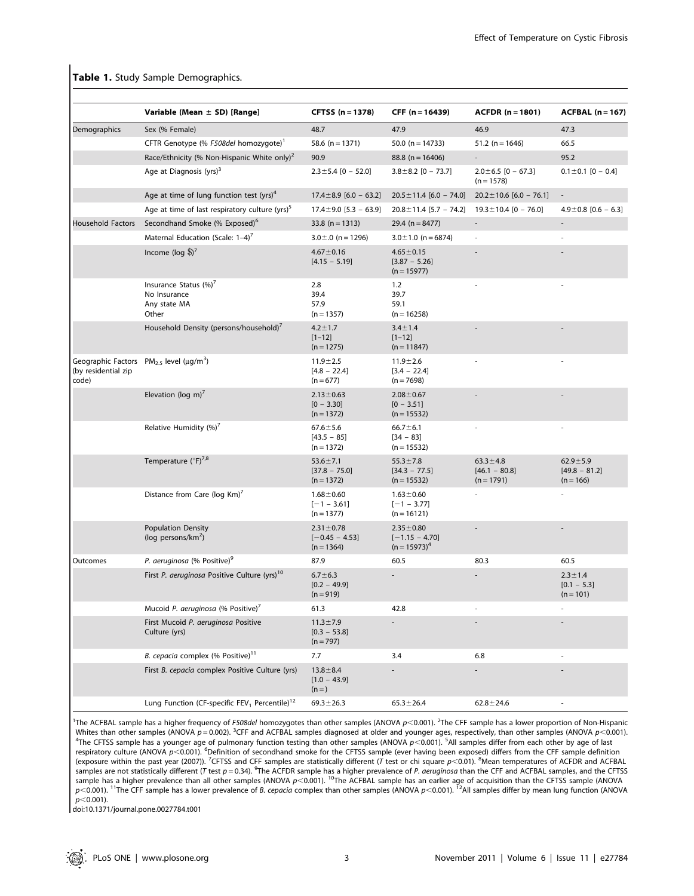**Table 1.** Study Sample Demographics.

| | Variable (Mean ± SD) [Range] | CFTSS (n = 1378) | CFF (n = 16439) | ACFDR (n = 1801) | ACFBAL (n = 167) |
|---|---|---|---|---|---|
| Demographics | Sex (% Female) | 48.7 | 47.9 | 46.9 | 47.3 |
| | CFTR Genotype (% *F508del* homozygote)[1] | 58.6 (n = 1371) | 50.0 (n = 14733) | 51.2 (n = 1646) | 66.5 |
| | Race/Ethnicity (% Non-Hispanic White only)[2] | 90.9 | 88.8 (n = 16406) | - | 95.2 |
| | Age at Diagnosis (yrs)[3] | 2.3±5.4 [0 – 52.0] | 3.8±8.2 [0 – 73.7] | 2.0±6.5 [0 – 67.3] (n = 1578) | 0.1±0.1 [0 – 0.4] |
| | Age at time of lung function test (yrs)[4] | 17.4±8.9 [6.0 – 63.2] | 20.5±11.4 [6.0 – 74.0] | 20.2±10.6 [6.0 – 76.1] | - |
| | Age at time of last respiratory culture (yrs)[5] | 17.4±9.0 [5.3 – 63.9] | 20.8±11.4 [5.7 – 74.2] | 19.3±10.4 [0 – 76.0] | 4.9±0.8 [0.6 – 6.3] |
| Household Factors | Secondhand Smoke (% Exposed)[6] | 33.8 (n = 1313) | 29.4 (n = 8477) | - | - |
| | Maternal Education (Scale: 1–4)[7] | 3.0±.0 (n = 1296) | 3.0±1.0 (n = 6874) | - | - |
| | Income (log $)[7] | 4.67±0.16 [4.15 – 5.19] | 4.65±0.15 [3.87 – 5.26] (n = 15977) | - | - |
| | Insurance Status (%)[7] No Insurance / Any state MA / Other | 2.8 / 39.4 / 57.9 (n = 1357) | 1.2 / 39.7 / 59.1 (n = 16258) | - | - |
| | Household Density (persons/household)[7] | 4.2±1.7 [1–12] (n = 1275) | 3.4±1.4 [1–12] (n = 11847) | - | - |
| Geographic Factors (by residential zip code) | $PM_{2.5}$ level (μg/m$^3$) | 11.9±2.5 [4.8 – 22.4] (n = 677) | 11.9±2.6 [3.4 – 22.4] (n = 7698) | - | - |
| | Elevation (log m)[7] | 2.13±0.63 [0 – 3.30] (n = 1372) | 2.08±0.67 [0 – 3.51] (n = 15532) | - | - |
| | Relative Humidity (%)[7] | 67.6±5.6 [43.5 – 85] (n = 1372) | 66.7±6.1 [34 – 83] (n = 15532) | - | - |
| | Temperature (°F)[7,8] | 53.6±7.1 [37.8 – 75.0] (n = 1372) | 55.3±7.8 [34.3 – 77.5] (n = 15532) | 63.3±4.8 [46.1 – 80.8] (n = 1791) | 62.9±5.9 [49.8 – 81.2] (n = 166) |
| | Distance from Care (log Km)[7] | 1.68±0.60 [−1 – 3.61] (n = 1377) | 1.63±0.60 [−1 – 3.77] (n = 16121) | - | - |
| | Population Density (log persons/km$^2$) | 2.31±0.78 [−0.45 – 4.53] (n = 1364) | 2.35±0.80 [−1.15 – 4.70] (n = 15973)[4] | - | - |
| Outcomes | *P. aeruginosa* (% Positive)[9] | 87.9 | 60.5 | 80.3 | 60.5 |
| | First *P. aeruginosa* Positive Culture (yrs)[10] | 6.7±6.3 [0.2 – 49.9] (n = 919) | - | - | 2.3±1.4 [0.1 – 5.3] (n = 101) |
| | Mucoid *P. aeruginosa* (% Positive)[7] | 61.3 | 42.8 | - | - |
| | First Mucoid *P. aeruginosa* Positive Culture (yrs) | 11.3±7.9 [0.3 – 53.8] (n = 797) | - | - | - |
| | *B. cepacia* complex (% Positive)[11] | 7.7 | 3.4 | 6.8 | - |
| | First *B. cepacia* complex Positive Culture (yrs) | 13.8±8.4 [1.0 – 43.9] (n = ) | - | - | - |
| | Lung Function (CF-specific $FEV_1$ Percentile)[12] | 69.3±26.3 | 65.3±26.4 | 62.8±24.6 | - |

[1]The ACFBAL sample has a higher frequency of *F508del* homozygotes than other samples (ANOVA $p<0.001$). [2]The CFF sample has a lower proportion of Non-Hispanic Whites than other samples (ANOVA $p = 0.002$). [3]CFF and ACFBAL samples diagnosed at older and younger ages, respectively, than other samples (ANOVA $p<0.001$). [4]The CFTSS sample has a younger age of pulmonary function testing than other samples (ANOVA $p<0.001$). [5]All samples differ from each other by age of last respiratory culture (ANOVA $p<0.001$). [6]Definition of secondhand smoke for the CFTSS sample (ever having been exposed) differs from the CFF sample definition (exposure within the past year (2007)). [7]CFTSS and CFF samples are statistically different (*T* test or chi square $p<0.01$). [8]Mean temperatures of ACFDR and ACFBAL samples are not statistically different (*T* test $p = 0.34$). [9]The ACFDR sample has a higher prevalence of *P. aeruginosa* than the CFF and ACFBAL samples, and the CFTSS sample has a higher prevalence than all other samples (ANOVA $p<0.001$). [10]The ACFBAL sample has an earlier age of acquisition than the CFTSS sample (ANOVA $p<0.001$). [11]The CFF sample has a lower prevalence of *B. cepacia* complex than other samples (ANOVA $p<0.001$). [12]All samples differ by mean lung function (ANOVA $p<0.001$).

doi:10.1371/journal.pone.0027784.t001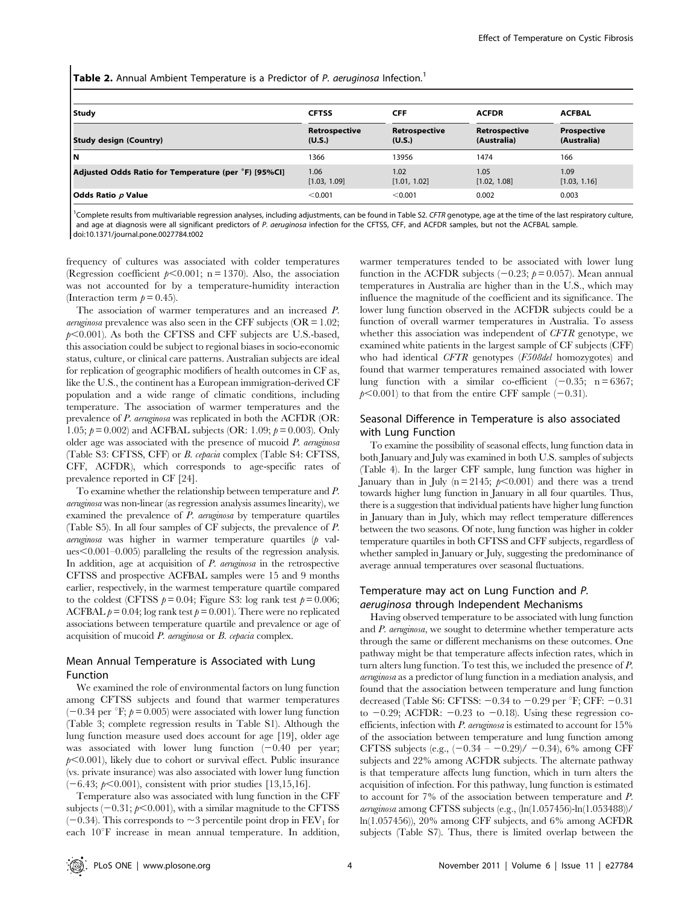**Table 2.** Annual Ambient Temperature is a Predictor of *P. aeruginosa* Infection.[1]

| Study | CFTSS | CFF | ACFDR | ACFBAL |
|---|---|---|---|---|
| **Study design (Country)** | **Retrospective (U.S.)** | **Retrospective (U.S.)** | **Retrospective (Australia)** | **Prospective (Australia)** |
| **N** | 1366 | 13956 | 1474 | 166 |
| **Adjusted Odds Ratio for Temperature (per °F) [95%CI]** | 1.06 [1.03, 1.09] | 1.02 [1.01, 1.02] | 1.05 [1.02, 1.08] | 1.09 [1.03, 1.16] |
| **Odds Ratio *p* Value** | <0.001 | <0.001 | 0.002 | 0.003 |

[1]Complete results from multivariable regression analyses, including adjustments, can be found in Table S2. *CFTR* genotype, age at the time of the last respiratory culture, and age at diagnosis were all significant predictors of *P. aeruginosa* infection for the CFTSS, CFF, and ACFDR samples, but not the ACFBAL sample.
doi:10.1371/journal.pone.0027784.t002

frequency of cultures was associated with colder temperatures (Regression coefficient $p<0.001$; n = 1370). Also, the association was not accounted for by a temperature-humidity interaction (Interaction term $p = 0.45$).

The association of warmer temperatures and an increased *P. aeruginosa* prevalence was also seen in the CFF subjects (OR = 1.02; $p<0.001$). As both the CFTSS and CFF subjects are U.S.-based, this association could be subject to regional biases in socio-economic status, culture, or clinical care patterns. Australian subjects are ideal for replication of geographic modifiers of health outcomes in CF as, like the U.S., the continent has a European immigration-derived CF population and a wide range of climatic conditions, including temperature. The association of warmer temperatures and the prevalence of *P. aeruginosa* was replicated in both the ACFDR (OR: 1.05; $p = 0.002$) and ACFBAL subjects (OR: 1.09; $p = 0.003$). Only older age was associated with the presence of mucoid *P. aeruginosa* (Table S3: CFTSS, CFF) or *B. cepacia* complex (Table S4: CFTSS, CFF, ACFDR), which corresponds to age-specific rates of prevalence reported in CF [24].

To examine whether the relationship between temperature and *P. aeruginosa* was non-linear (as regression analysis assumes linearity), we examined the prevalence of *P. aeruginosa* by temperature quartiles (Table S5). In all four samples of CF subjects, the prevalence of *P. aeruginosa* was higher in warmer temperature quartiles ($p$ values<0.001–0.005) paralleling the results of the regression analysis. In addition, age at acquisition of *P. aeruginosa* in the retrospective CFTSS and prospective ACFBAL samples were 15 and 9 months earlier, respectively, in the warmest temperature quartile compared to the coldest (CFTSS $p = 0.04$; Figure S3: log rank test $p = 0.006$; ACFBAL $p = 0.04$; log rank test $p = 0.001$). There were no replicated associations between temperature quartile and prevalence or age of acquisition of mucoid *P. aeruginosa* or *B. cepacia* complex.

## Mean Annual Temperature is Associated with Lung Function

We examined the role of environmental factors on lung function among CFTSS subjects and found that warmer temperatures ($-0.34$ per °F; $p = 0.005$) were associated with lower lung function (Table 3; complete regression results in Table S1). Although the lung function measure used does account for age [19], older age was associated with lower lung function ($-0.40$ per year; $p<0.001$), likely due to cohort or survival effect. Public insurance (vs. private insurance) was also associated with lower lung function ($-6.43$; $p<0.001$), consistent with prior studies [13,15,16].

Temperature also was associated with lung function in the CFF subjects ($-0.31$; $p<0.001$), with a similar magnitude to the CFTSS ($-0.34$). This corresponds to ~3 percentile point drop in $FEV_1$ for each 10°F increase in mean annual temperature. In addition, warmer temperatures tended to be associated with lower lung function in the ACFDR subjects ($-0.23$; $p = 0.057$). Mean annual temperatures in Australia are higher than in the U.S., which may influence the magnitude of the coefficient and its significance. The lower lung function observed in the ACFDR subjects could be a function of overall warmer temperatures in Australia. To assess whether this association was independent of *CFTR* genotype, we examined white patients in the largest sample of CF subjects (CFF) who had identical *CFTR* genotypes (*F508del* homozygotes) and found that warmer temperatures remained associated with lower lung function with a similar co-efficient ($-0.35$; n = 6367; $p<0.001$) to that from the entire CFF sample ($-0.31$).

## Seasonal Difference in Temperature is also associated with Lung Function

To examine the possibility of seasonal effects, lung function data in both January and July was examined in both U.S. samples of subjects (Table 4). In the larger CFF sample, lung function was higher in January than in July (n = 2145; $p<0.001$) and there was a trend towards higher lung function in January in all four quartiles. Thus, there is a suggestion that individual patients have higher lung function in January than in July, which may reflect temperature differences between the two seasons. Of note, lung function was higher in colder temperature quartiles in both CFTSS and CFF subjects, regardless of whether sampled in January or July, suggesting the predominance of average annual temperatures over seasonal fluctuations.

## Temperature may act on Lung Function and *P. aeruginosa* through Independent Mechanisms

Having observed temperature to be associated with lung function and *P. aeruginosa*, we sought to determine whether temperature acts through the same or different mechanisms on these outcomes. One pathway might be that temperature affects infection rates, which in turn alters lung function. To test this, we included the presence of *P. aeruginosa* as a predictor of lung function in a mediation analysis, and found that the association between temperature and lung function decreased (Table S6: CFTSS: $-0.34$ to $-0.29$ per °F; CFF: $-0.31$ to $-0.29$; ACFDR: $-0.23$ to $-0.18$). Using these regression co-efficients, infection with *P. aeruginosa* is estimated to account for 15% of the association between temperature and lung function among CFTSS subjects (e.g., $(-0.34 - -0.29)/ -0.34$), 6% among CFF subjects and 22% among ACFDR subjects. The alternate pathway is that temperature affects lung function, which in turn alters the acquisition of infection. For this pathway, lung function is estimated to account for 7% of the association between temperature and *P. aeruginosa* among CFTSS subjects (e.g., $(\ln(1.057456)-\ln(1.053488))/\ln(1.057456)$), 20% among CFF subjects, and 6% among ACFDR subjects (Table S7). Thus, there is limited overlap between the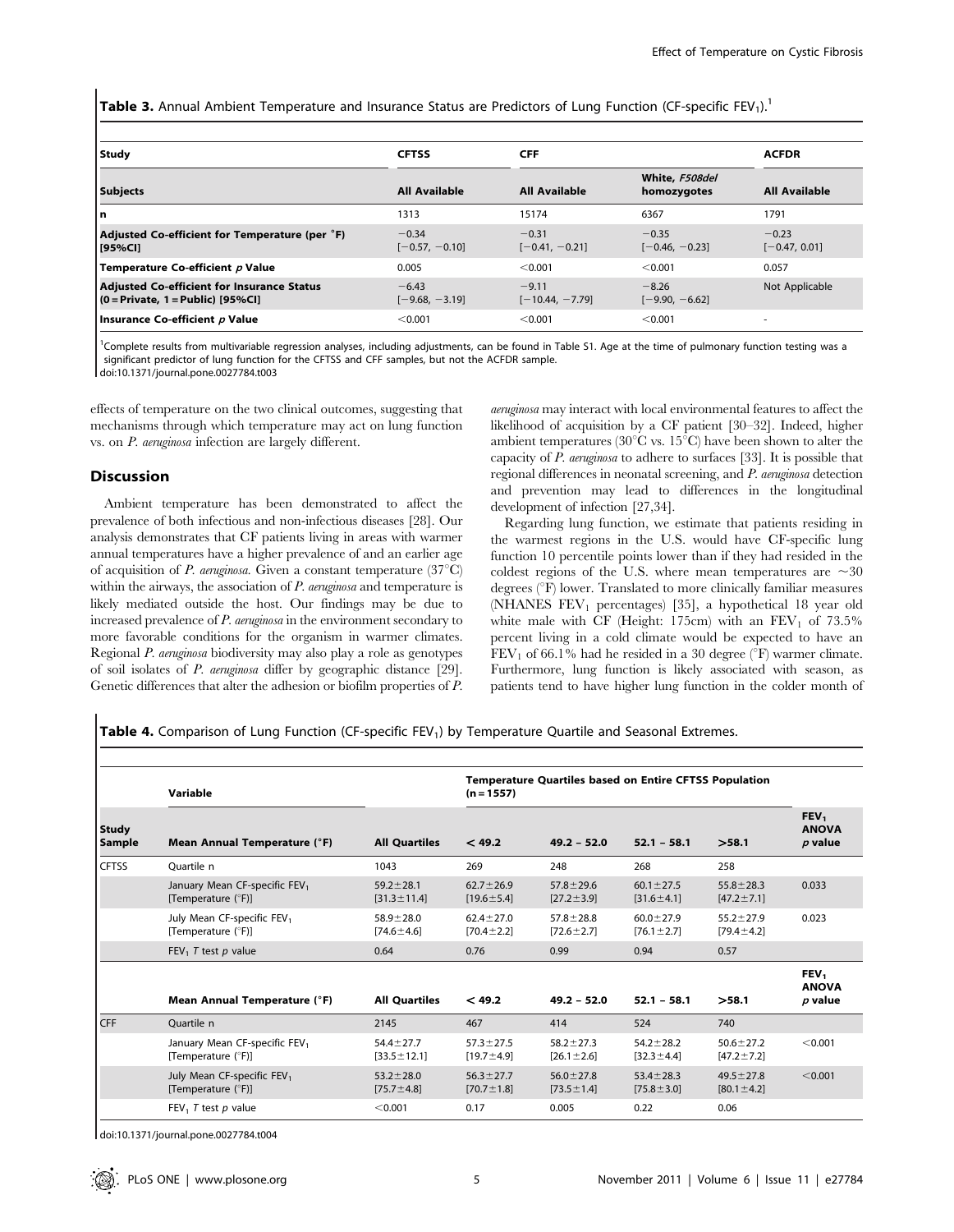**Table 3.** Annual Ambient Temperature and Insurance Status are Predictors of Lung Function (CF-specific $FEV_1$).[1]

| Study | CFTSS | CFF | | ACFDR |
|---|---|---|---|---|
| **Subjects** | **All Available** | **All Available** | **White, *F508del* homozygotes** | **All Available** |
| **n** | 1313 | 15174 | 6367 | 1791 |
| **Adjusted Co-efficient for Temperature (per °F) [95%CI]** | −0.34 [−0.57, −0.10] | −0.31 [−0.41, −0.21] | −0.35 [−0.46, −0.23] | −0.23 [−0.47, 0.01] |
| **Temperature Co-efficient *p* Value** | 0.005 | <0.001 | <0.001 | 0.057 |
| **Adjusted Co-efficient for Insurance Status (0 = Private, 1 = Public) [95%CI]** | −6.43 [−9.68, −3.19] | −9.11 [−10.44, −7.79] | −8.26 [−9.90, −6.62] | Not Applicable |
| **Insurance Co-efficient *p* Value** | <0.001 | <0.001 | <0.001 | - |

[1]Complete results from multivariable regression analyses, including adjustments, can be found in Table S1. Age at the time of pulmonary function testing was a significant predictor of lung function for the CFTSS and CFF samples, but not the ACFDR sample.
doi:10.1371/journal.pone.0027784.t003

effects of temperature on the two clinical outcomes, suggesting that mechanisms through which temperature may act on lung function vs. on *P. aeruginosa* infection are largely different.

## Discussion

Ambient temperature has been demonstrated to affect the prevalence of both infectious and non-infectious diseases [28]. Our analysis demonstrates that CF patients living in areas with warmer annual temperatures have a higher prevalence of and an earlier age of acquisition of *P. aeruginosa*. Given a constant temperature (37°C) within the airways, the association of *P. aeruginosa* and temperature is likely mediated outside the host. Our findings may be due to increased prevalence of *P. aeruginosa* in the environment secondary to more favorable conditions for the organism in warmer climates. Regional *P. aeruginosa* biodiversity may also play a role as genotypes of soil isolates of *P. aeruginosa* differ by geographic distance [29]. Genetic differences that alter the adhesion or biofilm properties of *P. aeruginosa* may interact with local environmental features to affect the likelihood of acquisition by a CF patient [30–32]. Indeed, higher ambient temperatures (30°C vs. 15°C) have been shown to alter the capacity of *P. aeruginosa* to adhere to surfaces [33]. It is possible that regional differences in neonatal screening, and *P. aeruginosa* detection and prevention may lead to differences in the longitudinal development of infection [27,34].

Regarding lung function, we estimate that patients residing in the warmest regions in the U.S. would have CF-specific lung function 10 percentile points lower than if they had resided in the coldest regions of the U.S. where mean temperatures are ~30 degrees (°F) lower. Translated to more clinically familiar measures (NHANES $FEV_1$ percentages) [35], a hypothetical 18 year old white male with CF (Height: 175cm) with an $FEV_1$ of 73.5% percent living in a cold climate would be expected to have an $FEV_1$ of 66.1% had he resided in a 30 degree (°F) warmer climate. Furthermore, lung function is likely associated with season, as patients tend to have higher lung function in the colder month of

**Table 4.** Comparison of Lung Function (CF-specific $FEV_1$) by Temperature Quartile and Seasonal Extremes.

| | Variable | | Temperature Quartiles based on Entire CFTSS Population (n = 1557) | | | | |
|---|---|---|---|---|---|---|---|
| **Study Sample** | **Mean Annual Temperature (°F)** | **All Quartiles** | **< 49.2** | **49.2 – 52.0** | **52.1 – 58.1** | **>58.1** | **$FEV_1$ ANOVA *p* value** |
| CFTSS | Quartile n | 1043 | 269 | 248 | 268 | 258 | |
| | January Mean CF-specific $FEV_1$ [Temperature (°F)] | 59.2±28.1 [31.3±11.4] | 62.7±26.9 [19.6±5.4] | 57.8±29.6 [27.2±3.9] | 60.1±27.5 [31.6±4.1] | 55.8±28.3 [47.2±7.1] | 0.033 |
| | July Mean CF-specific $FEV_1$ [Temperature (°F)] | 58.9±28.0 [74.6±4.6] | 62.4±27.0 [70.4±2.2] | 57.8±28.8 [72.6±2.7] | 60.0±27.9 [76.1±2.7] | 55.2±27.9 [79.4±4.2] | 0.023 |
| | $FEV_1$ *T* test *p* value | 0.64 | 0.76 | 0.99 | 0.94 | 0.57 | |
| | **Mean Annual Temperature (°F)** | **All Quartiles** | **< 49.2** | **49.2 – 52.0** | **52.1 – 58.1** | **>58.1** | **$FEV_1$ ANOVA *p* value** |
| CFF | Quartile n | 2145 | 467 | 414 | 524 | 740 | |
| | January Mean CF-specific $FEV_1$ [Temperature (°F)] | 54.4±27.7 [33.5±12.1] | 57.3±27.5 [19.7±4.9] | 58.2±27.3 [26.1±2.6] | 54.2±28.2 [32.3±4.4] | 50.6±27.2 [47.2±7.2] | <0.001 |
| | July Mean CF-specific $FEV_1$ [Temperature (°F)] | 53.2±28.0 [75.7±4.8] | 56.3±27.7 [70.7±1.8] | 56.0±27.8 [73.5±1.4] | 53.4±28.3 [75.8±3.0] | 49.5±27.8 [80.1±4.2] | <0.001 |
| | $FEV_1$ *T* test *p* value | <0.001 | 0.17 | 0.005 | 0.22 | 0.06 | |

doi:10.1371/journal.pone.0027784.t004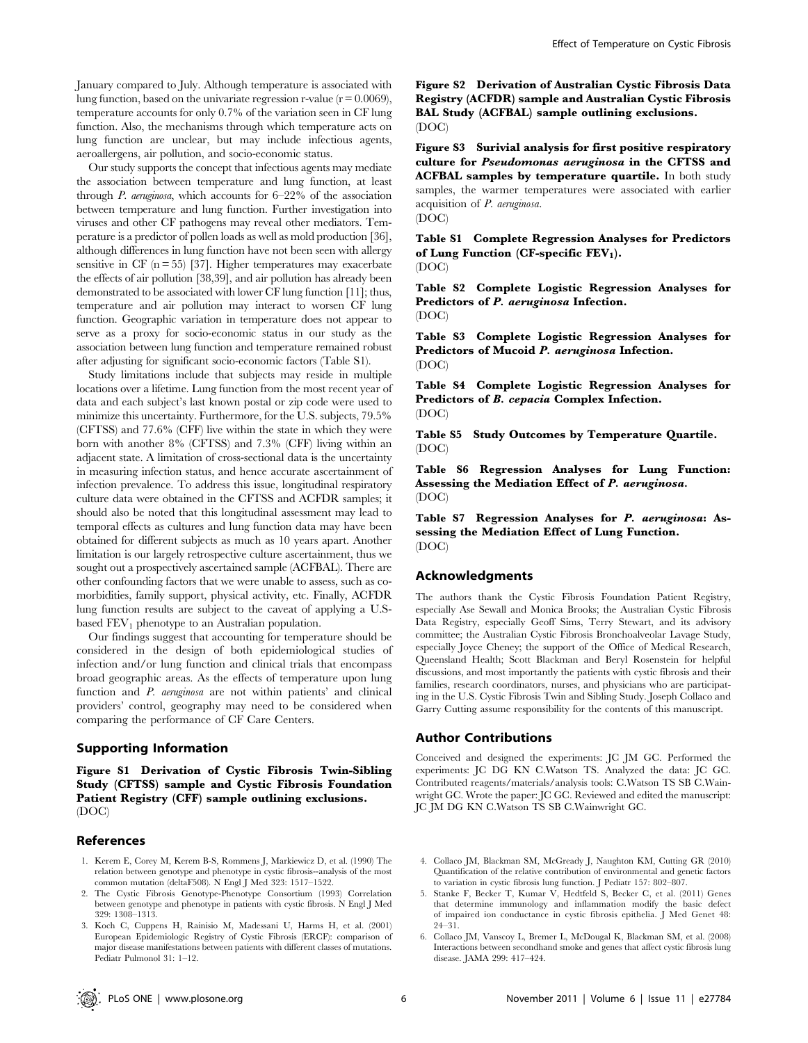January compared to July. Although temperature is associated with lung function, based on the univariate regression r-value ($r = 0.0069$), temperature accounts for only 0.7% of the variation seen in CF lung function. Also, the mechanisms through which temperature acts on lung function are unclear, but may include infectious agents, aeroallergens, air pollution, and socio-economic status.

Our study supports the concept that infectious agents may mediate the association between temperature and lung function, at least through *P. aeruginosa*, which accounts for 6–22% of the association between temperature and lung function. Further investigation into viruses and other CF pathogens may reveal other mediators. Temperature is a predictor of pollen loads as well as mold production [36], although differences in lung function have not been seen with allergy sensitive in CF ($n = 55$) [37]. Higher temperatures may exacerbate the effects of air pollution [38,39], and air pollution has already been demonstrated to be associated with lower CF lung function [11]; thus, temperature and air pollution may interact to worsen CF lung function. Geographic variation in temperature does not appear to serve as a proxy for socio-economic status in our study as the association between lung function and temperature remained robust after adjusting for significant socio-economic factors (Table S1).

Study limitations include that subjects may reside in multiple locations over a lifetime. Lung function from the most recent year of data and each subject's last known postal or zip code were used to minimize this uncertainty. Furthermore, for the U.S. subjects, 79.5% (CFTSS) and 77.6% (CFF) live within the state in which they were born with another 8% (CFTSS) and 7.3% (CFF) living within an adjacent state. A limitation of cross-sectional data is the uncertainty in measuring infection status, and hence accurate ascertainment of infection prevalence. To address this issue, longitudinal respiratory culture data were obtained in the CFTSS and ACFDR samples; it should also be noted that this longitudinal assessment may lead to temporal effects as cultures and lung function data may have been obtained for different subjects as much as 10 years apart. Another limitation is our largely retrospective culture ascertainment, thus we sought out a prospectively ascertained sample (ACFBAL). There are other confounding factors that we were unable to assess, such as co-morbidities, family support, physical activity, etc. Finally, ACFDR lung function results are subject to the caveat of applying a U.S.-based $FEV_1$ phenotype to an Australian population.

Our findings suggest that accounting for temperature should be considered in the design of both epidemiological studies of infection and/or lung function and clinical trials that encompass broad geographic areas. As the effects of temperature upon lung function and *P. aeruginosa* are not within patients' and clinical providers' control, geography may need to be considered when comparing the performance of CF Care Centers.

## Supporting Information

**Figure S1 Derivation of Cystic Fibrosis Twin-Sibling Study (CFTSS) sample and Cystic Fibrosis Foundation Patient Registry (CFF) sample outlining exclusions.**
(DOC)

**Figure S2 Derivation of Australian Cystic Fibrosis Data Registry (ACFDR) sample and Australian Cystic Fibrosis BAL Study (ACFBAL) sample outlining exclusions.**
(DOC)

**Figure S3 Surivial analysis for first positive respiratory culture for *Pseudomonas aeruginosa* in the CFTSS and ACFBAL samples by temperature quartile.** In both study samples, the warmer temperatures were associated with earlier acquisition of *P. aeruginosa*.
(DOC)

**Table S1 Complete Regression Analyses for Predictors of Lung Function (CF-specific $FEV_1$).**
(DOC)

**Table S2 Complete Logistic Regression Analyses for Predictors of *P. aeruginosa* Infection.**
(DOC)

**Table S3 Complete Logistic Regression Analyses for Predictors of Mucoid *P. aeruginosa* Infection.**
(DOC)

**Table S4 Complete Logistic Regression Analyses for Predictors of *B. cepacia* Complex Infection.**
(DOC)

**Table S5 Study Outcomes by Temperature Quartile.**
(DOC)

**Table S6 Regression Analyses for Lung Function: Assessing the Mediation Effect of *P. aeruginosa*.**
(DOC)

**Table S7 Regression Analyses for *P. aeruginosa*: Assessing the Mediation Effect of Lung Function.**
(DOC)

## Acknowledgments

The authors thank the Cystic Fibrosis Foundation Patient Registry, especially Ase Sewall and Monica Brooks; the Australian Cystic Fibrosis Data Registry, especially Geoff Sims, Terry Stewart, and its advisory committee; the Australian Cystic Fibrosis Bronchoalveolar Lavage Study, especially Joyce Cheney; the support of the Office of Medical Research, Queensland Health; Scott Blackman and Beryl Rosenstein for helpful discussions, and most importantly the patients with cystic fibrosis and their families, research coordinators, nurses, and physicians who are participating in the U.S. Cystic Fibrosis Twin and Sibling Study. Joseph Collaco and Garry Cutting assume responsibility for the contents of this manuscript.

## Author Contributions

Conceived and designed the experiments: JC JM GC. Performed the experiments: JC DG KN C.Watson TS. Analyzed the data: JC GC. Contributed reagents/materials/analysis tools: C.Watson TS SB C.Wainwright GC. Wrote the paper: JC GC. Reviewed and edited the manuscript: JC JM DG KN C.Watson TS SB C.Wainwright GC.

## References

1. Kerem E, Corey M, Kerem B-S, Rommens J, Markiewicz D, et al. (1990) The relation between genotype and phenotype in cystic fibrosis--analysis of the most common mutation (deltaF508). N Engl J Med 323: 1517–1522.
2. The Cystic Fibrosis Genotype-Phenotype Consortium (1993) Correlation between genotype and phenotype in patients with cystic fibrosis. N Engl J Med 329: 1308–1313.
3. Koch C, Cuppens H, Rainisio M, Madessani U, Harms H, et al. (2001) European Epidemiologic Registry of Cystic Fibrosis (ERCF): comparison of major disease manifestations between patients with different classes of mutations. Pediatr Pulmonol 31: 1–12.
4. Collaco JM, Blackman SM, McGready J, Naughton KM, Cutting GR (2010) Quantification of the relative contribution of environmental and genetic factors to variation in cystic fibrosis lung function. J Pediatr 157: 802–807.
5. Stanke F, Becker T, Kumar V, Hedtfeld S, Becker C, et al. (2011) Genes that determine immunology and inflammation modify the basic defect of impaired ion conductance in cystic fibrosis epithelia. J Med Genet 48: 24–31.
6. Collaco JM, Vanscoy L, Bremer L, McDougal K, Blackman SM, et al. (2008) Interactions between secondhand smoke and genes that affect cystic fibrosis lung disease. JAMA 299: 417–424.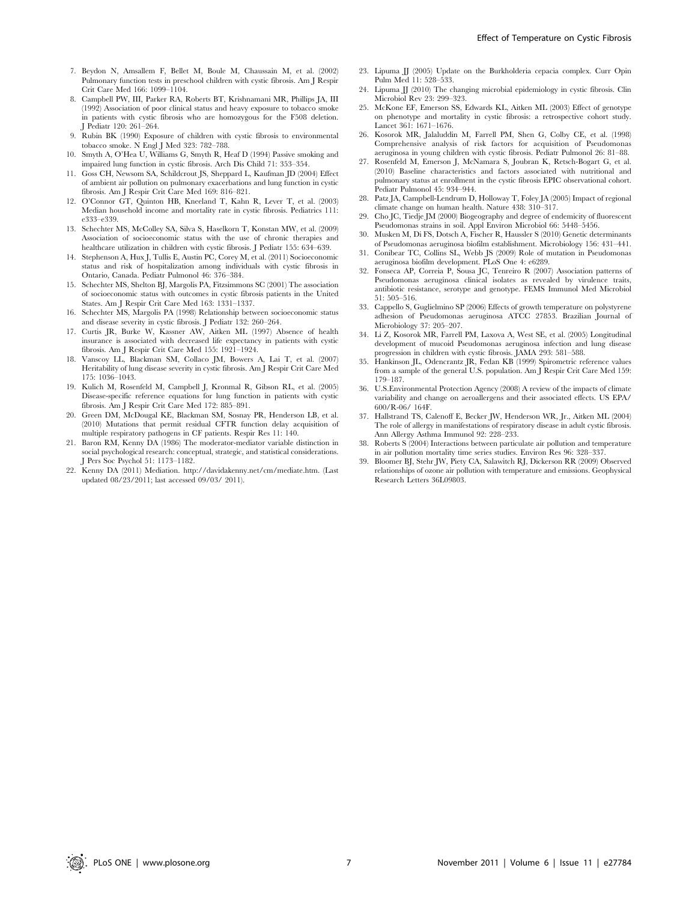7. Beydon N, Amsallem F, Bellet M, Boule M, Chaussain M, et al. (2002) Pulmonary function tests in preschool children with cystic fibrosis. Am J Respir Crit Care Med 166: 1099–1104.
8. Campbell PW, III, Parker RA, Roberts BT, Krishnamani MR, Phillips JA, III (1992) Association of poor clinical status and heavy exposure to tobacco smoke in patients with cystic fibrosis who are homozygous for the F508 deletion. J Pediatr 120: 261–264.
9. Rubin BK (1990) Exposure of children with cystic fibrosis to environmental tobacco smoke. N Engl J Med 323: 782–788.
10. Smyth A, O'Hea U, Williams G, Smyth R, Heaf D (1994) Passive smoking and impaired lung function in cystic fibrosis. Arch Dis Child 71: 353–354.
11. Goss CH, Newsom SA, Schildcrout JS, Sheppard L, Kaufman JD (2004) Effect of ambient air pollution on pulmonary exacerbations and lung function in cystic fibrosis. Am J Respir Crit Care Med 169: 816–821.
12. O'Connor GT, Quinton HB, Kneeland T, Kahn R, Lever T, et al. (2003) Median household income and mortality rate in cystic fibrosis. Pediatrics 111: e333–e339.
13. Schechter MS, McColley SA, Silva S, Haselkorn T, Konstan MW, et al. (2009) Association of socioeconomic status with the use of chronic therapies and healthcare utilization in children with cystic fibrosis. J Pediatr 155: 634–639.
14. Stephenson A, Hux J, Tullis E, Austin PC, Corey M, et al. (2011) Socioeconomic status and risk of hospitalization among individuals with cystic fibrosis in Ontario, Canada. Pediatr Pulmonol 46: 376–384.
15. Schechter MS, Shelton BJ, Margolis PA, Fitzsimmons SC (2001) The association of socioeconomic status with outcomes in cystic fibrosis patients in the United States. Am J Respir Crit Care Med 163: 1331–1337.
16. Schechter MS, Margolis PA (1998) Relationship between socioeconomic status and disease severity in cystic fibrosis. J Pediatr 132: 260–264.
17. Curtis JR, Burke W, Kassner AW, Aitken ML (1997) Absence of health insurance is associated with decreased life expectancy in patients with cystic fibrosis. Am J Respir Crit Care Med 155: 1921–1924.
18. Vanscoy LL, Blackman SM, Collaco JM, Bowers A, Lai T, et al. (2007) Heritability of lung disease severity in cystic fibrosis. Am J Respir Crit Care Med 175: 1036–1043.
19. Kulich M, Rosenfeld M, Campbell J, Kronmal R, Gibson RL, et al. (2005) Disease-specific reference equations for lung function in patients with cystic fibrosis. Am J Respir Crit Care Med 172: 885–891.
20. Green DM, McDougal KE, Blackman SM, Sosnay PR, Henderson LB, et al. (2010) Mutations that permit residual CFTR function delay acquisition of multiple respiratory pathogens in CF patients. Respir Res 11: 140.
21. Baron RM, Kenny DA (1986) The moderator-mediator variable distinction in social psychological research: conceptual, strategic, and statistical considerations. J Pers Soc Psychol 51: 1173–1182.
22. Kenny DA (2011) Mediation. http://davidakenny.net/cm/mediate.htm. (Last updated 08/23/2011; last accessed 09/03/ 2011).
23. Lipuma JJ (2005) Update on the Burkholderia cepacia complex. Curr Opin Pulm Med 11: 528–533.
24. Lipuma JJ (2010) The changing microbial epidemiology in cystic fibrosis. Clin Microbiol Rev 23: 299–323.
25. McKone EF, Emerson SS, Edwards KL, Aitken ML (2003) Effect of genotype on phenotype and mortality in cystic fibrosis: a retrospective cohort study. Lancet 361: 1671–1676.
26. Kosorok MR, Jalaluddin M, Farrell PM, Shen G, Colby CE, et al. (1998) Comprehensive analysis of risk factors for acquisition of Pseudomonas aeruginosa in young children with cystic fibrosis. Pediatr Pulmonol 26: 81–88.
27. Rosenfeld M, Emerson J, McNamara S, Joubran K, Retsch-Bogart G, et al. (2010) Baseline characteristics and factors associated with nutritional and pulmonary status at enrollment in the cystic fibrosis EPIC observational cohort. Pediatr Pulmonol 45: 934–944.
28. Patz JA, Campbell-Lendrum D, Holloway T, Foley JA (2005) Impact of regional climate change on human health. Nature 438: 310–317.
29. Cho JC, Tiedje JM (2000) Biogeography and degree of endemicity of fluorescent Pseudomonas strains in soil. Appl Environ Microbiol 66: 5448–5456.
30. Musken M, Di FS, Dotsch A, Fischer R, Haussler S (2010) Genetic determinants of Pseudomonas aeruginosa biofilm establishment. Microbiology 156: 431–441.
31. Conibear TC, Collins SL, Webb JS (2009) Role of mutation in Pseudomonas aeruginosa biofilm development. PLoS One 4: e6289.
32. Fonseca AP, Correia P, Sousa JC, Tenreiro R (2007) Association patterns of Pseudomonas aeruginosa clinical isolates as revealed by virulence traits, antibiotic resistance, serotype and genotype. FEMS Immunol Med Microbiol 51: 505–516.
33. Cappello S, Guglielmino SP (2006) Effects of growth temperature on polystyrene adhesion of Pseudomonas aeruginosa ATCC 27853. Brazilian Journal of Microbiology 37: 205–207.
34. Li Z, Kosorok MR, Farrell PM, Laxova A, West SE, et al. (2005) Longitudinal development of mucoid Pseudomonas aeruginosa infection and lung disease progression in children with cystic fibrosis. JAMA 293: 581–588.
35. Hankinson JL, Odencrantz JR, Fedan KB (1999) Spirometric reference values from a sample of the general U.S. population. Am J Respir Crit Care Med 159: 179–187.
36. U.S.Environmental Protection Agency (2008) A review of the impacts of climate variability and change on aeroallergens and their associated effects. US EPA/ 600/R-06/ 164F.
37. Hallstrand TS, Calenoff E, Becker JW, Henderson WR, Jr., Aitken ML (2004) The role of allergy in manifestations of respiratory disease in adult cystic fibrosis. Ann Allergy Asthma Immunol 92: 228–233.
38. Roberts S (2004) Interactions between particulate air pollution and temperature in air pollution mortality time series studies. Environ Res 96: 328–337.
39. Bloomer BJ, Stehr JW, Piety CA, Salawitch RJ, Dickerson RR (2009) Observed relationships of ozone air pollution with temperature and emissions. Geophysical Research Letters 36L09803.